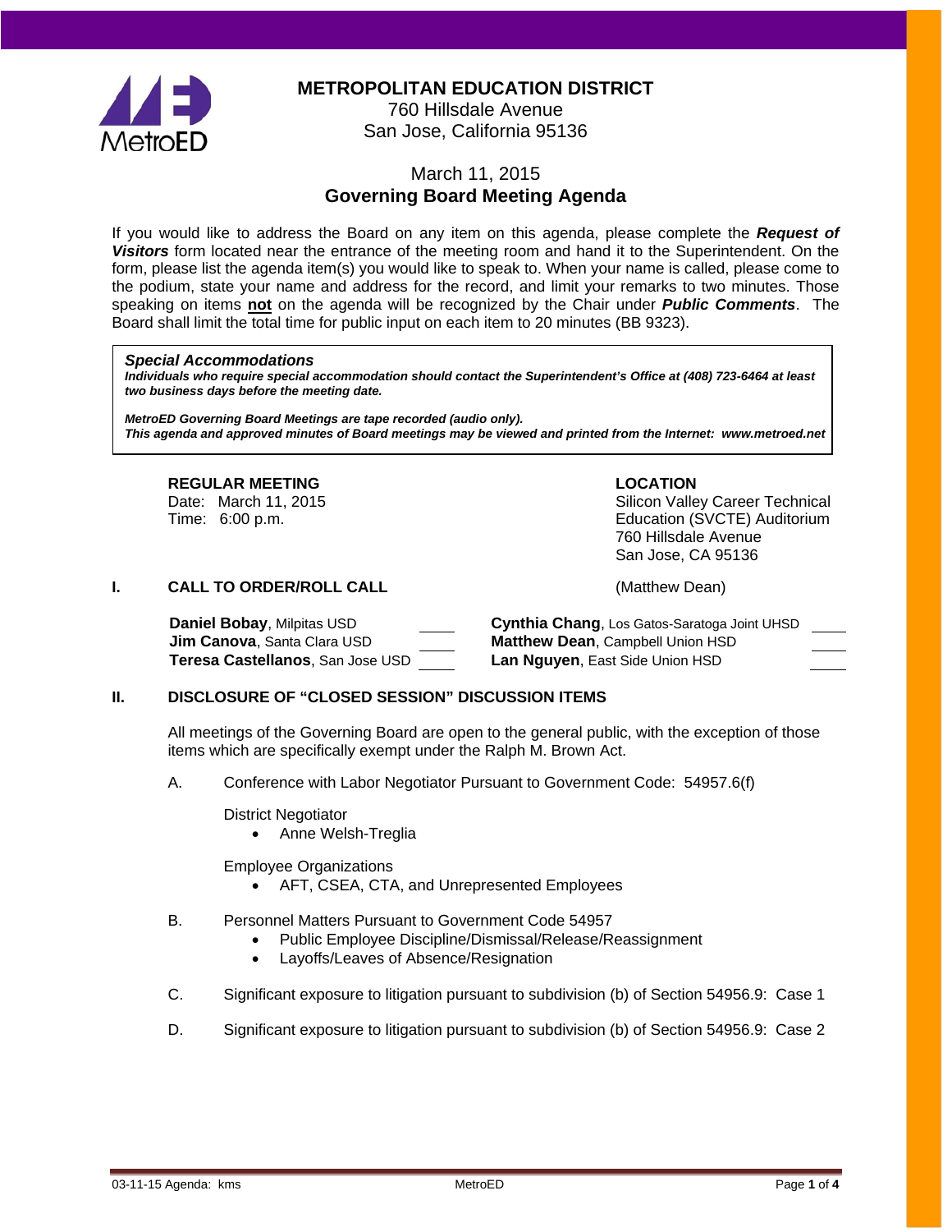# METROPOLITAN EDUCATION DISTRICT

760 Hillsdale Avenue
San Jose, California 95136

March 11, 2015

## Governing Board Meeting Agenda

If you would like to address the Board on any item on this agenda, please complete the ***Request of Visitors*** form located near the entrance of the meeting room and hand it to the Superintendent. On the form, please list the agenda item(s) you would like to speak to. When your name is called, please come to the podium, state your name and address for the record, and limit your remarks to two minutes. Those speaking on items **not** on the agenda will be recognized by the Chair under ***Public Comments***. The Board shall limit the total time for public input on each item to 20 minutes (BB 9323).

> ***Special Accommodations***
>
> ***Individuals who require special accommodation should contact the Superintendent's Office at (408) 723-6464 at least two business days before the meeting date.***
>
> ***MetroED Governing Board Meetings are tape recorded (audio only).***
> ***This agenda and approved minutes of Board meetings may be viewed and printed from the Internet: www.metroed.net***

**REGULAR MEETING**
Date: March 11, 2015
Time: 6:00 p.m.

**LOCATION**
Silicon Valley Career Technical Education (SVCTE) Auditorium
760 Hillsdale Avenue
San Jose, CA 95136

## I. CALL TO ORDER/ROLL CALL

(Matthew Dean)

| | | | |
|---|---|---|---|
| **Daniel Bobay**, Milpitas USD | ____ | **Cynthia Chang**, Los Gatos-Saratoga Joint UHSD | ____ |
| **Jim Canova**, Santa Clara USD | ____ | **Matthew Dean**, Campbell Union HSD | ____ |
| **Teresa Castellanos**, San Jose USD | ____ | **Lan Nguyen**, East Side Union HSD | ____ |

## II. DISCLOSURE OF "CLOSED SESSION" DISCUSSION ITEMS

All meetings of the Governing Board are open to the general public, with the exception of those items which are specifically exempt under the Ralph M. Brown Act.

A. Conference with Labor Negotiator Pursuant to Government Code: 54957.6(f)

District Negotiator
- Anne Welsh-Treglia

Employee Organizations
- AFT, CSEA, CTA, and Unrepresented Employees

B. Personnel Matters Pursuant to Government Code 54957
- Public Employee Discipline/Dismissal/Release/Reassignment
- Layoffs/Leaves of Absence/Resignation

C. Significant exposure to litigation pursuant to subdivision (b) of Section 54956.9: Case 1

D. Significant exposure to litigation pursuant to subdivision (b) of Section 54956.9: Case 2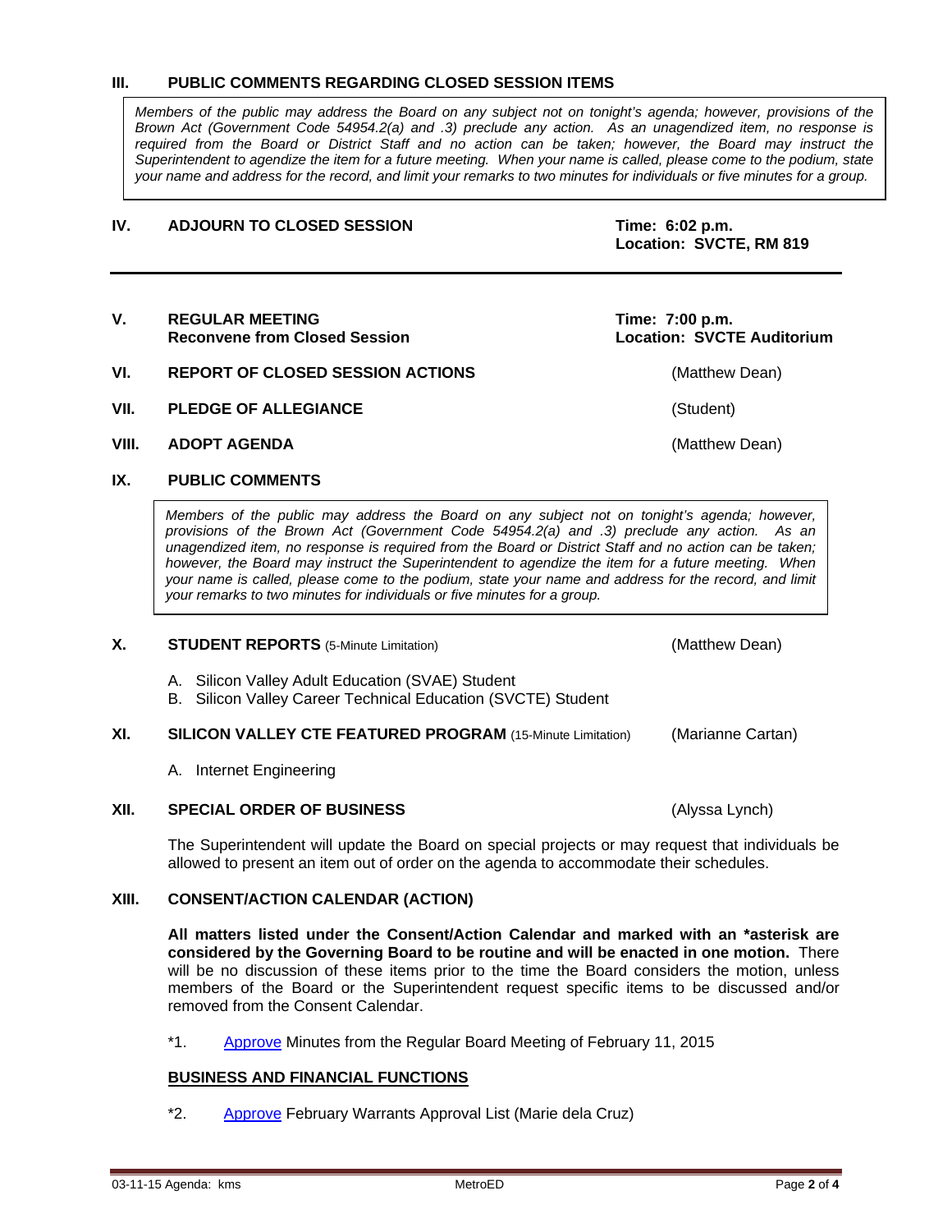## III. PUBLIC COMMENTS REGARDING CLOSED SESSION ITEMS

*Members of the public may address the Board on any subject not on tonight's agenda; however, provisions of the Brown Act (Government Code 54954.2(a) and .3) preclude any action. As an unagendized item, no response is required from the Board or District Staff and no action can be taken; however, the Board may instruct the Superintendent to agendize the item for a future meeting. When your name is called, please come to the podium, state your name and address for the record, and limit your remarks to two minutes for individuals or five minutes for a group.*

## IV. ADJOURN TO CLOSED SESSION

**Time: 6:02 p.m.**
**Location: SVCTE, RM 819**

---

## V. REGULAR MEETING

**Reconvene from Closed Session**

**Time: 7:00 p.m.**
**Location: SVCTE Auditorium**

## VI. REPORT OF CLOSED SESSION ACTIONS (Matthew Dean)

## VII. PLEDGE OF ALLEGIANCE (Student)

## VIII. ADOPT AGENDA (Matthew Dean)

## IX. PUBLIC COMMENTS

*Members of the public may address the Board on any subject not on tonight's agenda; however, provisions of the Brown Act (Government Code 54954.2(a) and .3) preclude any action. As an unagendized item, no response is required from the Board or District Staff and no action can be taken; however, the Board may instruct the Superintendent to agendize the item for a future meeting. When your name is called, please come to the podium, state your name and address for the record, and limit your remarks to two minutes for individuals or five minutes for a group.*

## X. STUDENT REPORTS (5-Minute Limitation) (Matthew Dean)

A. Silicon Valley Adult Education (SVAE) Student
B. Silicon Valley Career Technical Education (SVCTE) Student

## XI. SILICON VALLEY CTE FEATURED PROGRAM (15-Minute Limitation) (Marianne Cartan)

A. Internet Engineering

## XII. SPECIAL ORDER OF BUSINESS (Alyssa Lynch)

The Superintendent will update the Board on special projects or may request that individuals be allowed to present an item out of order on the agenda to accommodate their schedules.

## XIII. CONSENT/ACTION CALENDAR (ACTION)

**All matters listed under the Consent/Action Calendar and marked with an *asterisk are considered by the Governing Board to be routine and will be enacted in one motion.** There will be no discussion of these items prior to the time the Board considers the motion, unless members of the Board or the Superintendent request specific items to be discussed and/or removed from the Consent Calendar.

*1. Approve Minutes from the Regular Board Meeting of February 11, 2015

**BUSINESS AND FINANCIAL FUNCTIONS**

*2. Approve February Warrants Approval List (Marie dela Cruz)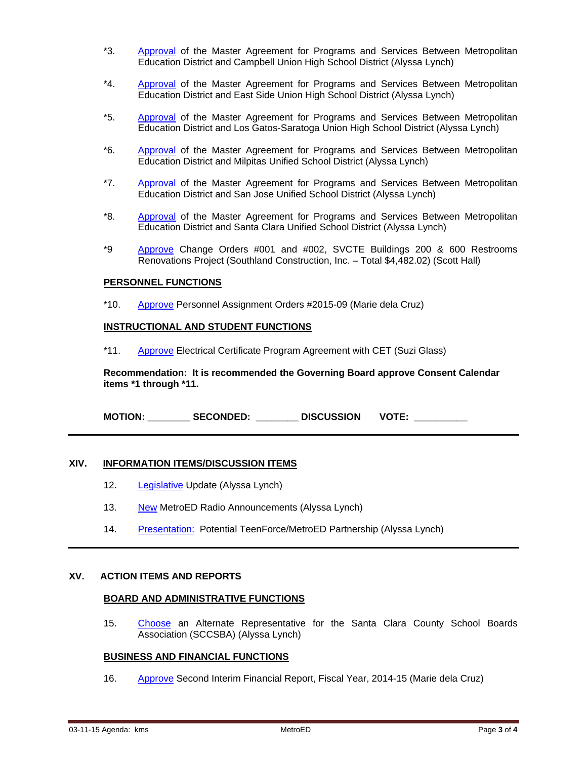*3. Approval of the Master Agreement for Programs and Services Between Metropolitan Education District and Campbell Union High School District (Alyssa Lynch)

*4. Approval of the Master Agreement for Programs and Services Between Metropolitan Education District and East Side Union High School District (Alyssa Lynch)

*5. Approval of the Master Agreement for Programs and Services Between Metropolitan Education District and Los Gatos-Saratoga Union High School District (Alyssa Lynch)

*6. Approval of the Master Agreement for Programs and Services Between Metropolitan Education District and Milpitas Unified School District (Alyssa Lynch)

*7. Approval of the Master Agreement for Programs and Services Between Metropolitan Education District and San Jose Unified School District (Alyssa Lynch)

*8. Approval of the Master Agreement for Programs and Services Between Metropolitan Education District and Santa Clara Unified School District (Alyssa Lynch)

*9 Approve Change Orders #001 and #002, SVCTE Buildings 200 & 600 Restrooms Renovations Project (Southland Construction, Inc. – Total $4,482.02) (Scott Hall)

**PERSONNEL FUNCTIONS**

*10. Approve Personnel Assignment Orders #2015-09 (Marie dela Cruz)

**INSTRUCTIONAL AND STUDENT FUNCTIONS**

*11. Approve Electrical Certificate Program Agreement with CET (Suzi Glass)

**Recommendation: It is recommended the Governing Board approve Consent Calendar items *1 through *11.**

**MOTION: ________ SECONDED: ________ DISCUSSION VOTE: __________**

---

## XIV. INFORMATION ITEMS/DISCUSSION ITEMS

12. Legislative Update (Alyssa Lynch)

13. New MetroED Radio Announcements (Alyssa Lynch)

14. Presentation: Potential TeenForce/MetroED Partnership (Alyssa Lynch)

---

## XV. ACTION ITEMS AND REPORTS

**BOARD AND ADMINISTRATIVE FUNCTIONS**

15. Choose an Alternate Representative for the Santa Clara County School Boards Association (SCCSBA) (Alyssa Lynch)

**BUSINESS AND FINANCIAL FUNCTIONS**

16. Approve Second Interim Financial Report, Fiscal Year, 2014-15 (Marie dela Cruz)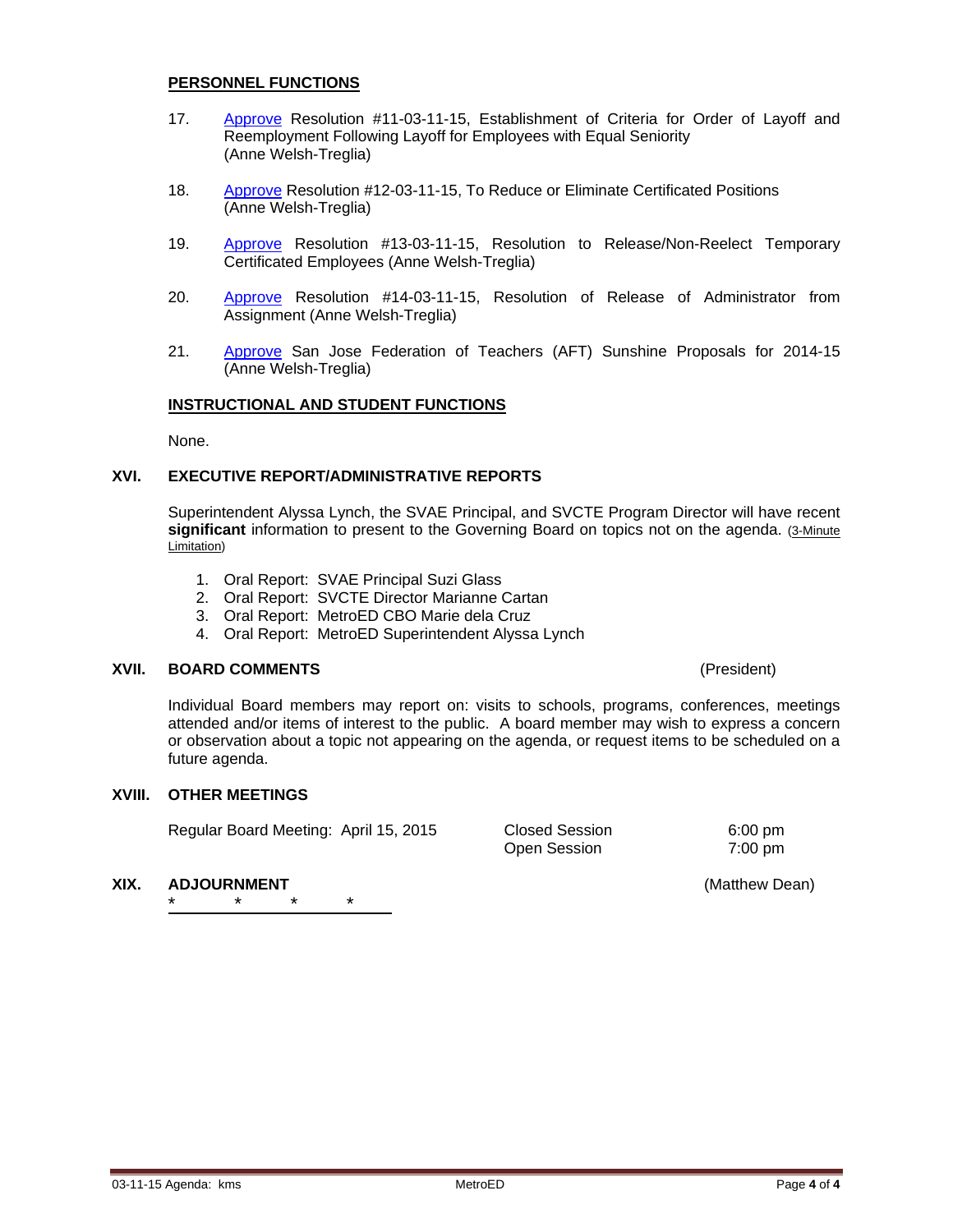**PERSONNEL FUNCTIONS**

17. Approve Resolution #11-03-11-15, Establishment of Criteria for Order of Layoff and Reemployment Following Layoff for Employees with Equal Seniority (Anne Welsh-Treglia)

18. Approve Resolution #12-03-11-15, To Reduce or Eliminate Certificated Positions (Anne Welsh-Treglia)

19. Approve Resolution #13-03-11-15, Resolution to Release/Non-Reelect Temporary Certificated Employees (Anne Welsh-Treglia)

20. Approve Resolution #14-03-11-15, Resolution of Release of Administrator from Assignment (Anne Welsh-Treglia)

21. Approve San Jose Federation of Teachers (AFT) Sunshine Proposals for 2014-15 (Anne Welsh-Treglia)

**INSTRUCTIONAL AND STUDENT FUNCTIONS**

None.

## XVI. EXECUTIVE REPORT/ADMINISTRATIVE REPORTS

Superintendent Alyssa Lynch, the SVAE Principal, and SVCTE Program Director will have recent **significant** information to present to the Governing Board on topics not on the agenda. (3-Minute Limitation)

1. Oral Report: SVAE Principal Suzi Glass
2. Oral Report: SVCTE Director Marianne Cartan
3. Oral Report: MetroED CBO Marie dela Cruz
4. Oral Report: MetroED Superintendent Alyssa Lynch

## XVII. BOARD COMMENTS (President)

Individual Board members may report on: visits to schools, programs, conferences, meetings attended and/or items of interest to the public. A board member may wish to express a concern or observation about a topic not appearing on the agenda, or request items to be scheduled on a future agenda.

## XVIII. OTHER MEETINGS

| | | |
|---|---|---|
| Regular Board Meeting: April 15, 2015 | Closed Session | 6:00 pm |
| | Open Session | 7:00 pm |

## XIX. ADJOURNMENT (Matthew Dean)

\* \* \* \*